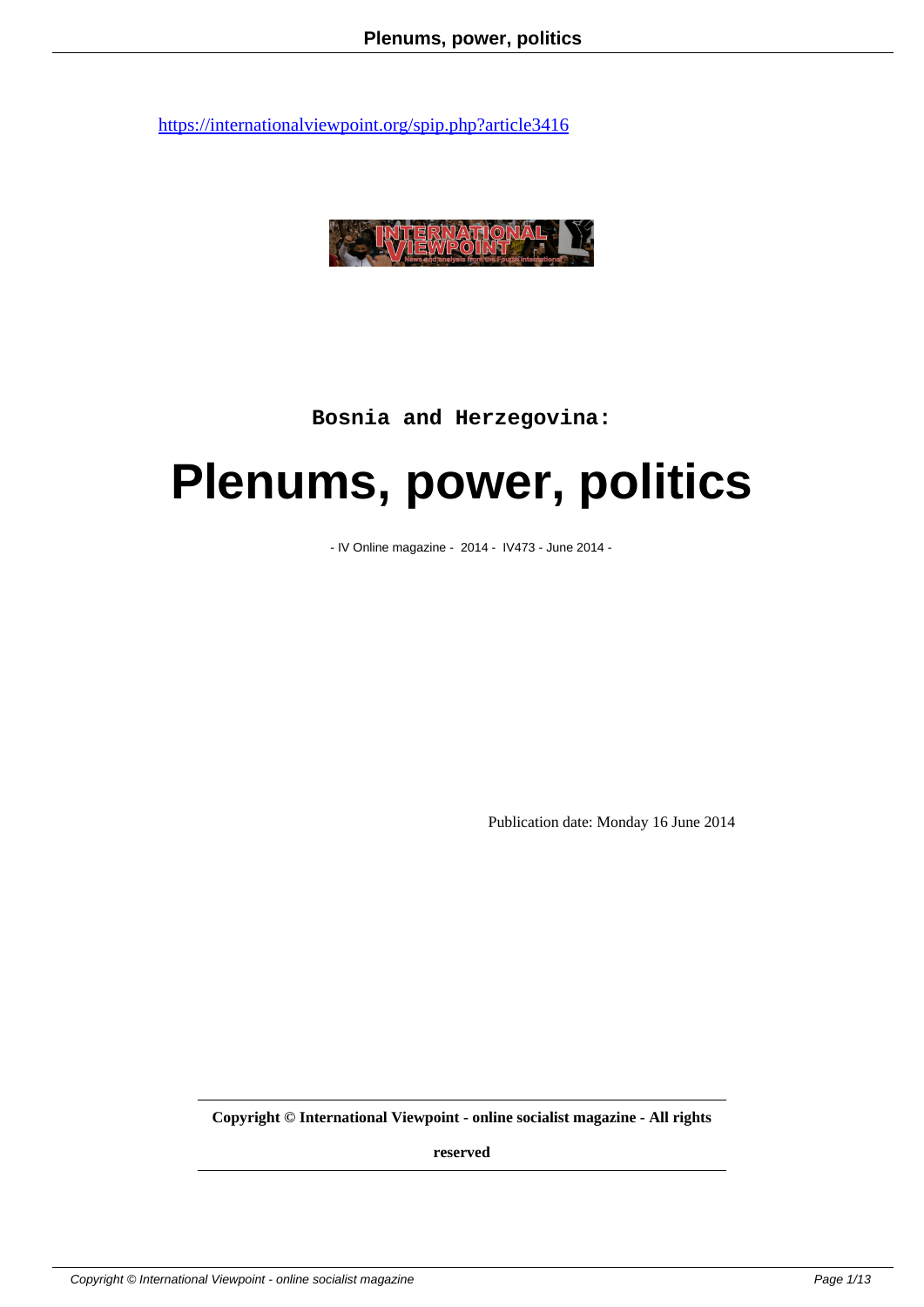https://internationalviewpoint.org/spip.php?article3416

**Bosnia and Herzegovina:**

# Plenums, power, politics

- IV Online magazine - 2014 - IV473 - June 2014 -

Publication date: Monday 16 June 2014

**Copyright © International Viewpoint - online socialist magazine - All rights reserved**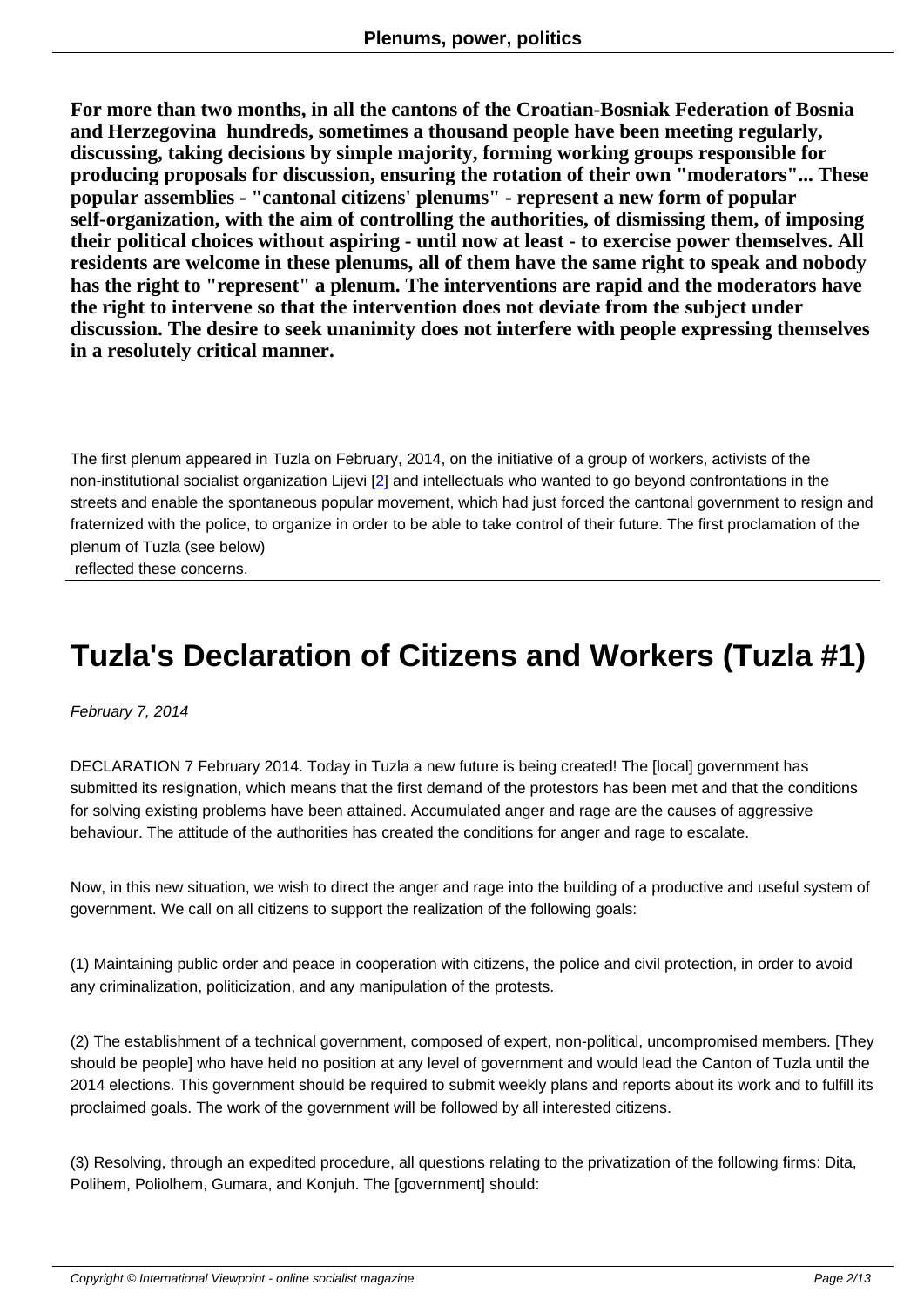**For more than two months, in all the cantons of the Croatian-Bosniak Federation of Bosnia and Herzegovina hundreds, sometimes a thousand people have been meeting regularly, discussing, taking decisions by simple majority, forming working groups responsible for producing proposals for discussion, ensuring the rotation of their own "moderators"... These popular assemblies - "cantonal citizens' plenums" - represent a new form of popular self-organization, with the aim of controlling the authorities, of dismissing them, of imposing their political choices without aspiring - until now at least - to exercise power themselves. All residents are welcome in these plenums, all of them have the same right to speak and nobody has the right to "represent" a plenum. The interventions are rapid and the moderators have the right to intervene so that the intervention does not deviate from the subject under discussion. The desire to seek unanimity does not interfere with people expressing themselves in a resolutely critical manner.**

The first plenum appeared in Tuzla on February, 2014, on the initiative of a group of workers, activists of the non-institutional socialist organization Lijevi [2] and intellectuals who wanted to go beyond confrontations in the streets and enable the spontaneous popular movement, which had just forced the cantonal government to resign and fraternized with the police, to organize in order to be able to take control of their future. The first proclamation of the plenum of Tuzla (see below) reflected these concerns.

# Tuzla's Declaration of Citizens and Workers (Tuzla #1)

*February 7, 2014*

DECLARATION 7 February 2014. Today in Tuzla a new future is being created! The [local] government has submitted its resignation, which means that the first demand of the protestors has been met and that the conditions for solving existing problems have been attained. Accumulated anger and rage are the causes of aggressive behaviour. The attitude of the authorities has created the conditions for anger and rage to escalate.

Now, in this new situation, we wish to direct the anger and rage into the building of a productive and useful system of government. We call on all citizens to support the realization of the following goals:

(1) Maintaining public order and peace in cooperation with citizens, the police and civil protection, in order to avoid any criminalization, politicization, and any manipulation of the protests.

(2) The establishment of a technical government, composed of expert, non-political, uncompromised members. [They should be people] who have held no position at any level of government and would lead the Canton of Tuzla until the 2014 elections. This government should be required to submit weekly plans and reports about its work and to fulfill its proclaimed goals. The work of the government will be followed by all interested citizens.

(3) Resolving, through an expedited procedure, all questions relating to the privatization of the following firms: Dita, Polihem, Poliolhem, Gumara, and Konjuh. The [government] should: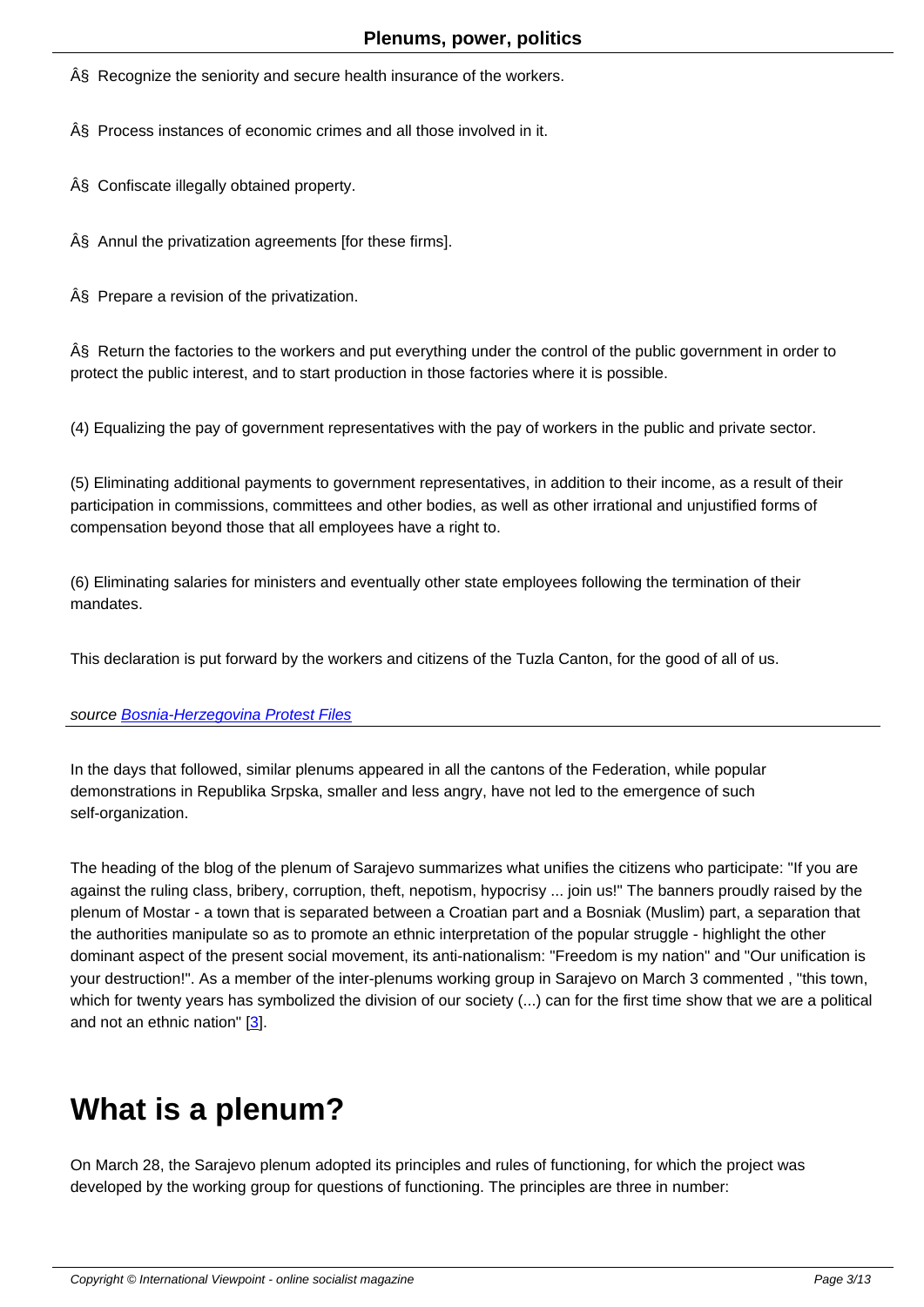Â§ Recognize the seniority and secure health insurance of the workers.

Â§ Process instances of economic crimes and all those involved in it.

Â§ Confiscate illegally obtained property.

Â§ Annul the privatization agreements [for these firms].

Â§ Prepare a revision of the privatization.

Â§ Return the factories to the workers and put everything under the control of the public government in order to protect the public interest, and to start production in those factories where it is possible.

(4) Equalizing the pay of government representatives with the pay of workers in the public and private sector.

(5) Eliminating additional payments to government representatives, in addition to their income, as a result of their participation in commissions, committees and other bodies, as well as other irrational and unjustified forms of compensation beyond those that all employees have a right to.

(6) Eliminating salaries for ministers and eventually other state employees following the termination of their mandates.

This declaration is put forward by the workers and citizens of the Tuzla Canton, for the good of all of us.

*source Bosnia-Herzegovina Protest Files*

In the days that followed, similar plenums appeared in all the cantons of the Federation, while popular demonstrations in Republika Srpska, smaller and less angry, have not led to the emergence of such self-organization.

The heading of the blog of the plenum of Sarajevo summarizes what unifies the citizens who participate: "If you are against the ruling class, bribery, corruption, theft, nepotism, hypocrisy ... join us!" The banners proudly raised by the plenum of Mostar - a town that is separated between a Croatian part and a Bosniak (Muslim) part, a separation that the authorities manipulate so as to promote an ethnic interpretation of the popular struggle - highlight the other dominant aspect of the present social movement, its anti-nationalism: "Freedom is my nation" and "Our unification is your destruction!". As a member of the inter-plenums working group in Sarajevo on March 3 commented , "this town, which for twenty years has symbolized the division of our society (...) can for the first time show that we are a political and not an ethnic nation" [3].

# What is a plenum?

On March 28, the Sarajevo plenum adopted its principles and rules of functioning, for which the project was developed by the working group for questions of functioning. The principles are three in number: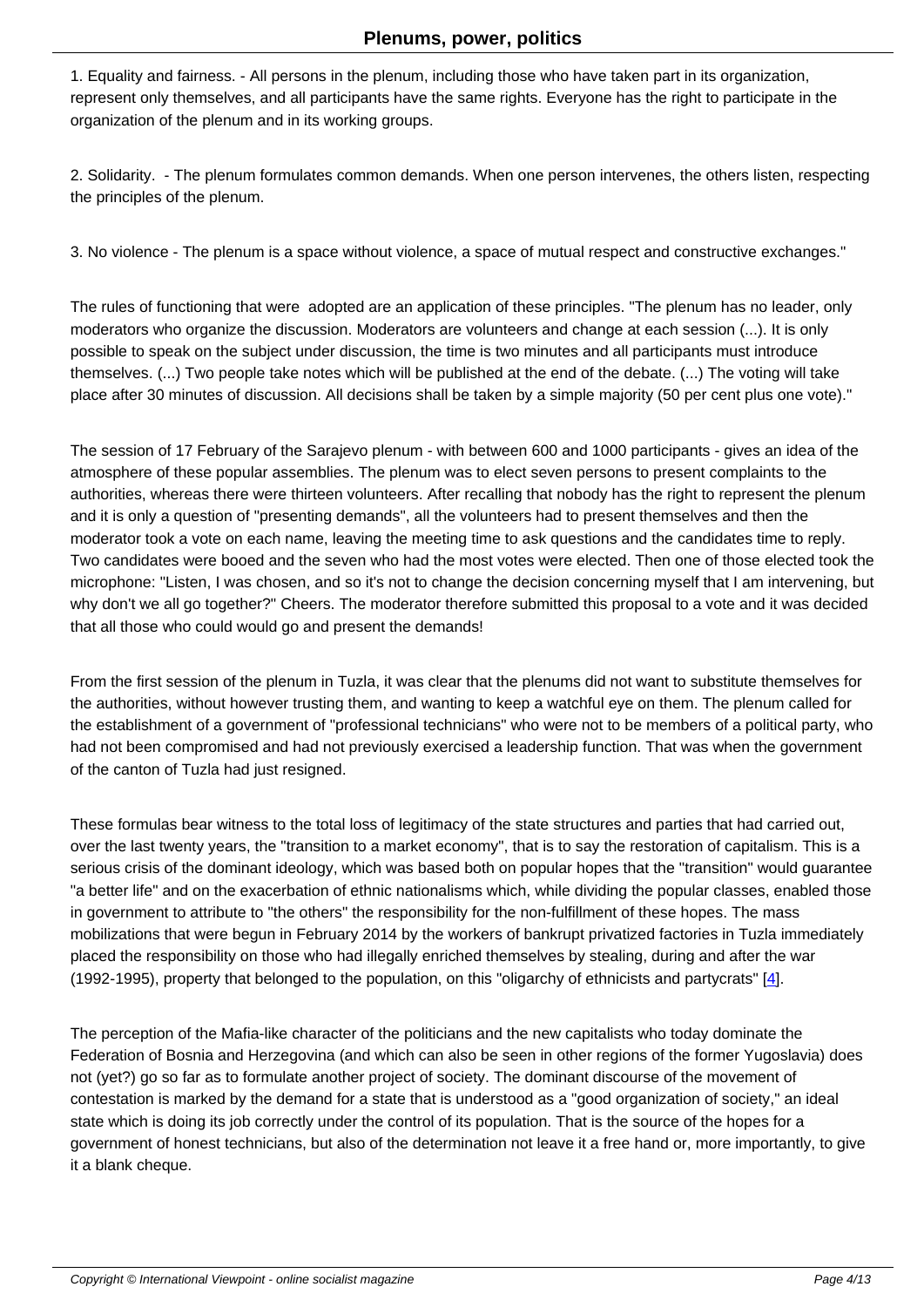1. Equality and fairness. - All persons in the plenum, including those who have taken part in its organization, represent only themselves, and all participants have the same rights. Everyone has the right to participate in the organization of the plenum and in its working groups.

2. Solidarity. - The plenum formulates common demands. When one person intervenes, the others listen, respecting the principles of the plenum.

3. No violence - The plenum is a space without violence, a space of mutual respect and constructive exchanges."

The rules of functioning that were adopted are an application of these principles. "The plenum has no leader, only moderators who organize the discussion. Moderators are volunteers and change at each session (...). It is only possible to speak on the subject under discussion, the time is two minutes and all participants must introduce themselves. (...) Two people take notes which will be published at the end of the debate. (...) The voting will take place after 30 minutes of discussion. All decisions shall be taken by a simple majority (50 per cent plus one vote)."

The session of 17 February of the Sarajevo plenum - with between 600 and 1000 participants - gives an idea of the atmosphere of these popular assemblies. The plenum was to elect seven persons to present complaints to the authorities, whereas there were thirteen volunteers. After recalling that nobody has the right to represent the plenum and it is only a question of "presenting demands", all the volunteers had to present themselves and then the moderator took a vote on each name, leaving the meeting time to ask questions and the candidates time to reply. Two candidates were booed and the seven who had the most votes were elected. Then one of those elected took the microphone: "Listen, I was chosen, and so it's not to change the decision concerning myself that I am intervening, but why don't we all go together?" Cheers. The moderator therefore submitted this proposal to a vote and it was decided that all those who could would go and present the demands!

From the first session of the plenum in Tuzla, it was clear that the plenums did not want to substitute themselves for the authorities, without however trusting them, and wanting to keep a watchful eye on them. The plenum called for the establishment of a government of "professional technicians" who were not to be members of a political party, who had not been compromised and had not previously exercised a leadership function. That was when the government of the canton of Tuzla had just resigned.

These formulas bear witness to the total loss of legitimacy of the state structures and parties that had carried out, over the last twenty years, the "transition to a market economy", that is to say the restoration of capitalism. This is a serious crisis of the dominant ideology, which was based both on popular hopes that the "transition" would guarantee "a better life" and on the exacerbation of ethnic nationalisms which, while dividing the popular classes, enabled those in government to attribute to "the others" the responsibility for the non-fulfillment of these hopes. The mass mobilizations that were begun in February 2014 by the workers of bankrupt privatized factories in Tuzla immediately placed the responsibility on those who had illegally enriched themselves by stealing, during and after the war (1992-1995), property that belonged to the population, on this "oligarchy of ethnicists and partycrats" [4].

The perception of the Mafia-like character of the politicians and the new capitalists who today dominate the Federation of Bosnia and Herzegovina (and which can also be seen in other regions of the former Yugoslavia) does not (yet?) go so far as to formulate another project of society. The dominant discourse of the movement of contestation is marked by the demand for a state that is understood as a "good organization of society," an ideal state which is doing its job correctly under the control of its population. That is the source of the hopes for a government of honest technicians, but also of the determination not leave it a free hand or, more importantly, to give it a blank cheque.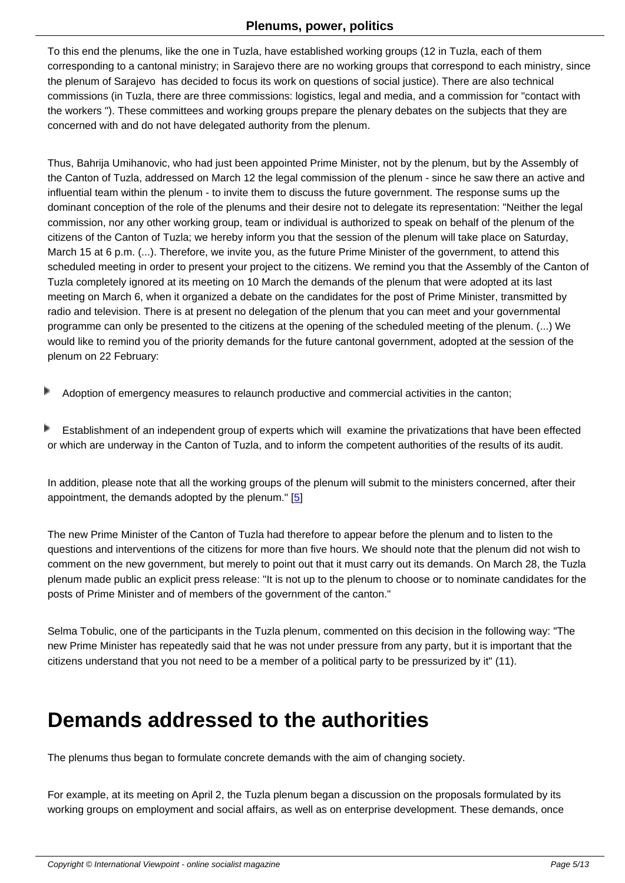To this end the plenums, like the one in Tuzla, have established working groups (12 in Tuzla, each of them corresponding to a cantonal ministry; in Sarajevo there are no working groups that correspond to each ministry, since the plenum of Sarajevo has decided to focus its work on questions of social justice). There are also technical commissions (in Tuzla, there are three commissions: logistics, legal and media, and a commission for "contact with the workers "). These committees and working groups prepare the plenary debates on the subjects that they are concerned with and do not have delegated authority from the plenum.

Thus, Bahrija Umihanovic, who had just been appointed Prime Minister, not by the plenum, but by the Assembly of the Canton of Tuzla, addressed on March 12 the legal commission of the plenum - since he saw there an active and influential team within the plenum - to invite them to discuss the future government. The response sums up the dominant conception of the role of the plenums and their desire not to delegate its representation: "Neither the legal commission, nor any other working group, team or individual is authorized to speak on behalf of the plenum of the citizens of the Canton of Tuzla; we hereby inform you that the session of the plenum will take place on Saturday, March 15 at 6 p.m. (...). Therefore, we invite you, as the future Prime Minister of the government, to attend this scheduled meeting in order to present your project to the citizens. We remind you that the Assembly of the Canton of Tuzla completely ignored at its meeting on 10 March the demands of the plenum that were adopted at its last meeting on March 6, when it organized a debate on the candidates for the post of Prime Minister, transmitted by radio and television. There is at present no delegation of the plenum that you can meet and your governmental programme can only be presented to the citizens at the opening of the scheduled meeting of the plenum. (...) We would like to remind you of the priority demands for the future cantonal government, adopted at the session of the plenum on 22 February:

- Adoption of emergency measures to relaunch productive and commercial activities in the canton;
- Establishment of an independent group of experts which will examine the privatizations that have been effected or which are underway in the Canton of Tuzla, and to inform the competent authorities of the results of its audit.

In addition, please note that all the working groups of the plenum will submit to the ministers concerned, after their appointment, the demands adopted by the plenum." [5]

The new Prime Minister of the Canton of Tuzla had therefore to appear before the plenum and to listen to the questions and interventions of the citizens for more than five hours. We should note that the plenum did not wish to comment on the new government, but merely to point out that it must carry out its demands. On March 28, the Tuzla plenum made public an explicit press release: "It is not up to the plenum to choose or to nominate candidates for the posts of Prime Minister and of members of the government of the canton."

Selma Tobulic, one of the participants in the Tuzla plenum, commented on this decision in the following way: "The new Prime Minister has repeatedly said that he was not under pressure from any party, but it is important that the citizens understand that you not need to be a member of a political party to be pressurized by it" (11).

# Demands addressed to the authorities

The plenums thus began to formulate concrete demands with the aim of changing society.

For example, at its meeting on April 2, the Tuzla plenum began a discussion on the proposals formulated by its working groups on employment and social affairs, as well as on enterprise development. These demands, once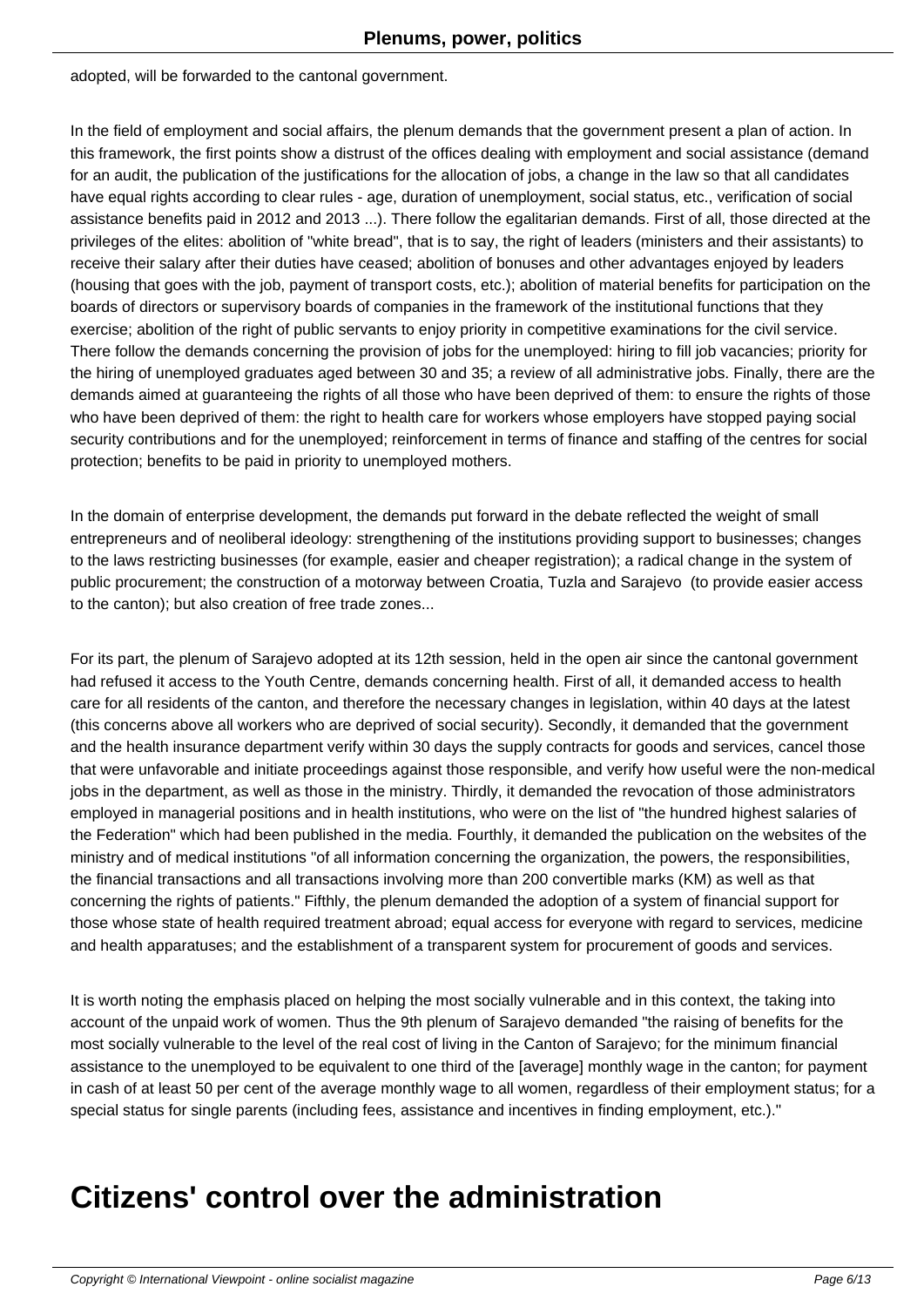adopted, will be forwarded to the cantonal government.

In the field of employment and social affairs, the plenum demands that the government present a plan of action. In this framework, the first points show a distrust of the offices dealing with employment and social assistance (demand for an audit, the publication of the justifications for the allocation of jobs, a change in the law so that all candidates have equal rights according to clear rules - age, duration of unemployment, social status, etc., verification of social assistance benefits paid in 2012 and 2013 ...). There follow the egalitarian demands. First of all, those directed at the privileges of the elites: abolition of "white bread", that is to say, the right of leaders (ministers and their assistants) to receive their salary after their duties have ceased; abolition of bonuses and other advantages enjoyed by leaders (housing that goes with the job, payment of transport costs, etc.); abolition of material benefits for participation on the boards of directors or supervisory boards of companies in the framework of the institutional functions that they exercise; abolition of the right of public servants to enjoy priority in competitive examinations for the civil service. There follow the demands concerning the provision of jobs for the unemployed: hiring to fill job vacancies; priority for the hiring of unemployed graduates aged between 30 and 35; a review of all administrative jobs. Finally, there are the demands aimed at guaranteeing the rights of all those who have been deprived of them: to ensure the rights of those who have been deprived of them: the right to health care for workers whose employers have stopped paying social security contributions and for the unemployed; reinforcement in terms of finance and staffing of the centres for social protection; benefits to be paid in priority to unemployed mothers.

In the domain of enterprise development, the demands put forward in the debate reflected the weight of small entrepreneurs and of neoliberal ideology: strengthening of the institutions providing support to businesses; changes to the laws restricting businesses (for example, easier and cheaper registration); a radical change in the system of public procurement; the construction of a motorway between Croatia, Tuzla and Sarajevo (to provide easier access to the canton); but also creation of free trade zones...

For its part, the plenum of Sarajevo adopted at its 12th session, held in the open air since the cantonal government had refused it access to the Youth Centre, demands concerning health. First of all, it demanded access to health care for all residents of the canton, and therefore the necessary changes in legislation, within 40 days at the latest (this concerns above all workers who are deprived of social security). Secondly, it demanded that the government and the health insurance department verify within 30 days the supply contracts for goods and services, cancel those that were unfavorable and initiate proceedings against those responsible, and verify how useful were the non-medical jobs in the department, as well as those in the ministry. Thirdly, it demanded the revocation of those administrators employed in managerial positions and in health institutions, who were on the list of "the hundred highest salaries of the Federation" which had been published in the media. Fourthly, it demanded the publication on the websites of the ministry and of medical institutions "of all information concerning the organization, the powers, the responsibilities, the financial transactions and all transactions involving more than 200 convertible marks (KM) as well as that concerning the rights of patients." Fifthly, the plenum demanded the adoption of a system of financial support for those whose state of health required treatment abroad; equal access for everyone with regard to services, medicine and health apparatuses; and the establishment of a transparent system for procurement of goods and services.

It is worth noting the emphasis placed on helping the most socially vulnerable and in this context, the taking into account of the unpaid work of women. Thus the 9th plenum of Sarajevo demanded "the raising of benefits for the most socially vulnerable to the level of the real cost of living in the Canton of Sarajevo; for the minimum financial assistance to the unemployed to be equivalent to one third of the [average] monthly wage in the canton; for payment in cash of at least 50 per cent of the average monthly wage to all women, regardless of their employment status; for a special status for single parents (including fees, assistance and incentives in finding employment, etc.)."

# Citizens' control over the administration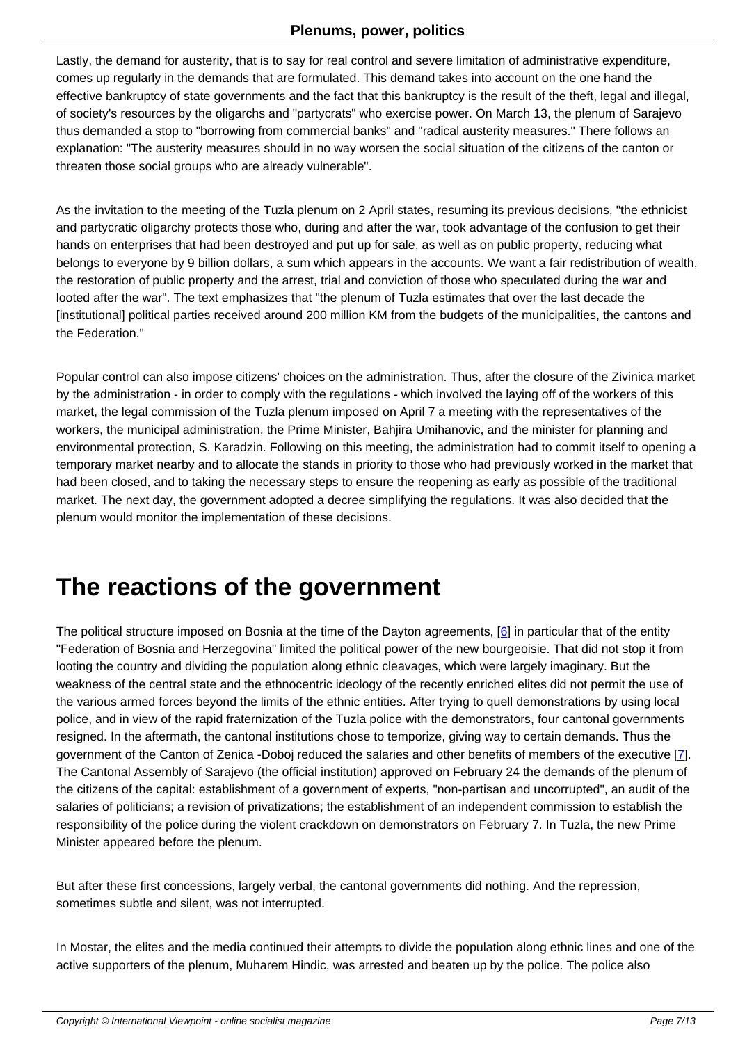Lastly, the demand for austerity, that is to say for real control and severe limitation of administrative expenditure, comes up regularly in the demands that are formulated. This demand takes into account on the one hand the effective bankruptcy of state governments and the fact that this bankruptcy is the result of the theft, legal and illegal, of society's resources by the oligarchs and "partycrats" who exercise power. On March 13, the plenum of Sarajevo thus demanded a stop to "borrowing from commercial banks" and "radical austerity measures." There follows an explanation: "The austerity measures should in no way worsen the social situation of the citizens of the canton or threaten those social groups who are already vulnerable".

As the invitation to the meeting of the Tuzla plenum on 2 April states, resuming its previous decisions, "the ethnicist and partycratic oligarchy protects those who, during and after the war, took advantage of the confusion to get their hands on enterprises that had been destroyed and put up for sale, as well as on public property, reducing what belongs to everyone by 9 billion dollars, a sum which appears in the accounts. We want a fair redistribution of wealth, the restoration of public property and the arrest, trial and conviction of those who speculated during the war and looted after the war". The text emphasizes that "the plenum of Tuzla estimates that over the last decade the [institutional] political parties received around 200 million KM from the budgets of the municipalities, the cantons and the Federation."

Popular control can also impose citizens' choices on the administration. Thus, after the closure of the Zivinica market by the administration - in order to comply with the regulations - which involved the laying off of the workers of this market, the legal commission of the Tuzla plenum imposed on April 7 a meeting with the representatives of the workers, the municipal administration, the Prime Minister, Bahjira Umihanovic, and the minister for planning and environmental protection, S. Karadzin. Following on this meeting, the administration had to commit itself to opening a temporary market nearby and to allocate the stands in priority to those who had previously worked in the market that had been closed, and to taking the necessary steps to ensure the reopening as early as possible of the traditional market. The next day, the government adopted a decree simplifying the regulations. It was also decided that the plenum would monitor the implementation of these decisions.

# The reactions of the government

The political structure imposed on Bosnia at the time of the Dayton agreements, [6] in particular that of the entity "Federation of Bosnia and Herzegovina" limited the political power of the new bourgeoisie. That did not stop it from looting the country and dividing the population along ethnic cleavages, which were largely imaginary. But the weakness of the central state and the ethnocentric ideology of the recently enriched elites did not permit the use of the various armed forces beyond the limits of the ethnic entities. After trying to quell demonstrations by using local police, and in view of the rapid fraternization of the Tuzla police with the demonstrators, four cantonal governments resigned. In the aftermath, the cantonal institutions chose to temporize, giving way to certain demands. Thus the government of the Canton of Zenica -Doboj reduced the salaries and other benefits of members of the executive [7]. The Cantonal Assembly of Sarajevo (the official institution) approved on February 24 the demands of the plenum of the citizens of the capital: establishment of a government of experts, "non-partisan and uncorrupted", an audit of the salaries of politicians; a revision of privatizations; the establishment of an independent commission to establish the responsibility of the police during the violent crackdown on demonstrators on February 7. In Tuzla, the new Prime Minister appeared before the plenum.

But after these first concessions, largely verbal, the cantonal governments did nothing. And the repression, sometimes subtle and silent, was not interrupted.

In Mostar, the elites and the media continued their attempts to divide the population along ethnic lines and one of the active supporters of the plenum, Muharem Hindic, was arrested and beaten up by the police. The police also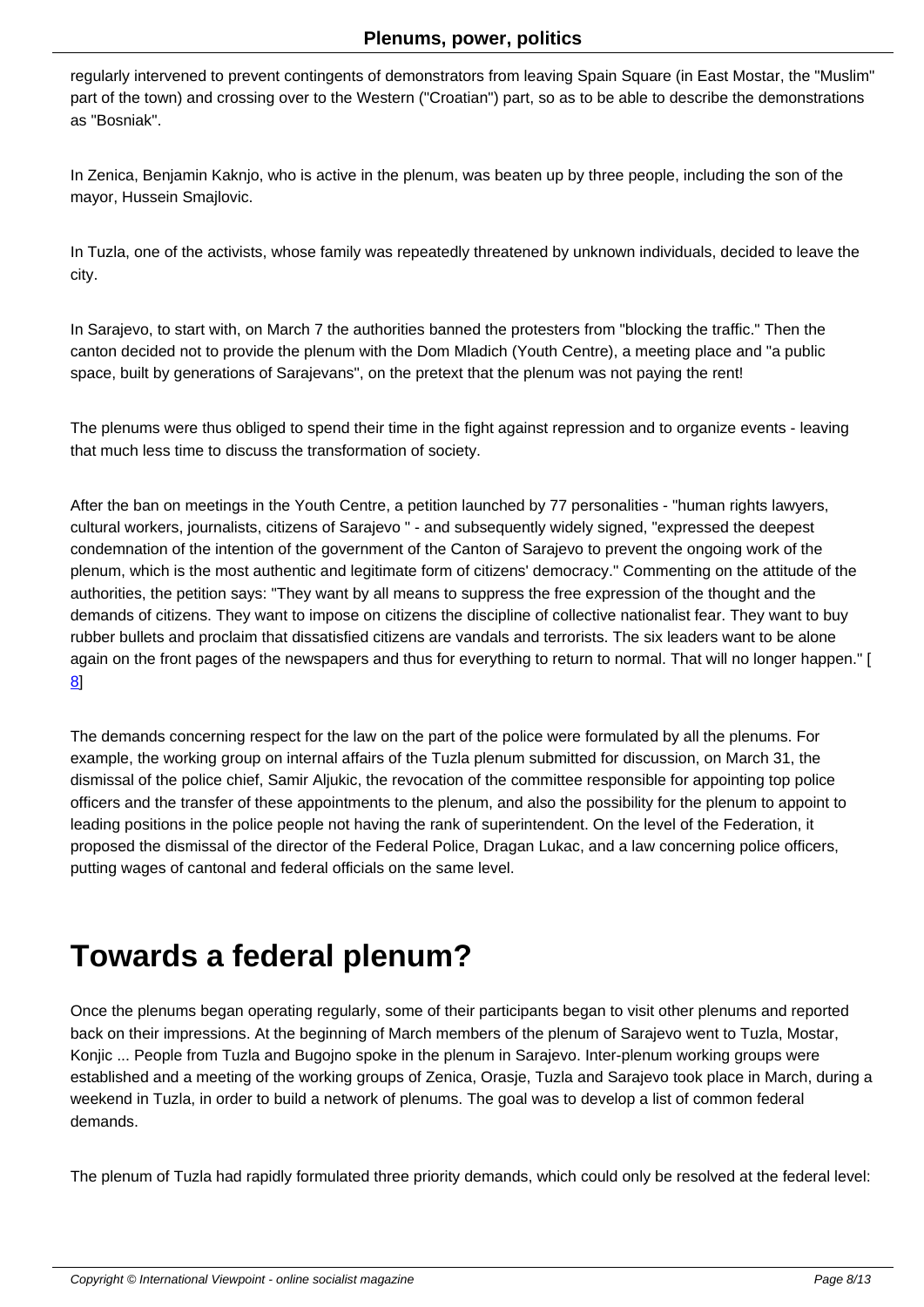regularly intervened to prevent contingents of demonstrators from leaving Spain Square (in East Mostar, the "Muslim" part of the town) and crossing over to the Western ("Croatian") part, so as to be able to describe the demonstrations as "Bosniak".

In Zenica, Benjamin Kaknjo, who is active in the plenum, was beaten up by three people, including the son of the mayor, Hussein Smajlovic.

In Tuzla, one of the activists, whose family was repeatedly threatened by unknown individuals, decided to leave the city.

In Sarajevo, to start with, on March 7 the authorities banned the protesters from "blocking the traffic." Then the canton decided not to provide the plenum with the Dom Mladich (Youth Centre), a meeting place and "a public space, built by generations of Sarajevans", on the pretext that the plenum was not paying the rent!

The plenums were thus obliged to spend their time in the fight against repression and to organize events - leaving that much less time to discuss the transformation of society.

After the ban on meetings in the Youth Centre, a petition launched by 77 personalities - "human rights lawyers, cultural workers, journalists, citizens of Sarajevo " - and subsequently widely signed, "expressed the deepest condemnation of the intention of the government of the Canton of Sarajevo to prevent the ongoing work of the plenum, which is the most authentic and legitimate form of citizens' democracy." Commenting on the attitude of the authorities, the petition says: "They want by all means to suppress the free expression of the thought and the demands of citizens. They want to impose on citizens the discipline of collective nationalist fear. They want to buy rubber bullets and proclaim that dissatisfied citizens are vandals and terrorists. The six leaders want to be alone again on the front pages of the newspapers and thus for everything to return to normal. That will no longer happen." [8]

The demands concerning respect for the law on the part of the police were formulated by all the plenums. For example, the working group on internal affairs of the Tuzla plenum submitted for discussion, on March 31, the dismissal of the police chief, Samir Aljukic, the revocation of the committee responsible for appointing top police officers and the transfer of these appointments to the plenum, and also the possibility for the plenum to appoint to leading positions in the police people not having the rank of superintendent. On the level of the Federation, it proposed the dismissal of the director of the Federal Police, Dragan Lukac, and a law concerning police officers, putting wages of cantonal and federal officials on the same level.

# Towards a federal plenum?

Once the plenums began operating regularly, some of their participants began to visit other plenums and reported back on their impressions. At the beginning of March members of the plenum of Sarajevo went to Tuzla, Mostar, Konjic ... People from Tuzla and Bugojno spoke in the plenum in Sarajevo. Inter-plenum working groups were established and a meeting of the working groups of Zenica, Orasje, Tuzla and Sarajevo took place in March, during a weekend in Tuzla, in order to build a network of plenums. The goal was to develop a list of common federal demands.

The plenum of Tuzla had rapidly formulated three priority demands, which could only be resolved at the federal level: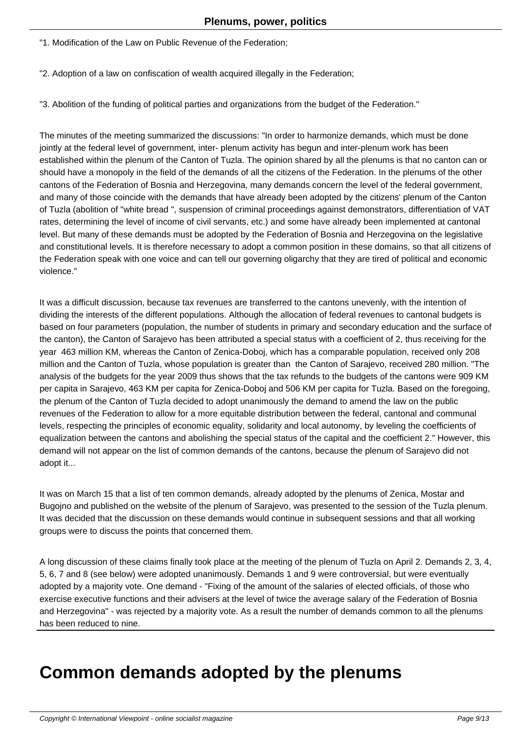"1. Modification of the Law on Public Revenue of the Federation;

"2. Adoption of a law on confiscation of wealth acquired illegally in the Federation;

"3. Abolition of the funding of political parties and organizations from the budget of the Federation."

The minutes of the meeting summarized the discussions: "In order to harmonize demands, which must be done jointly at the federal level of government, inter- plenum activity has begun and inter-plenum work has been established within the plenum of the Canton of Tuzla. The opinion shared by all the plenums is that no canton can or should have a monopoly in the field of the demands of all the citizens of the Federation. In the plenums of the other cantons of the Federation of Bosnia and Herzegovina, many demands concern the level of the federal government, and many of those coincide with the demands that have already been adopted by the citizens' plenum of the Canton of Tuzla (abolition of "white bread ", suspension of criminal proceedings against demonstrators, differentiation of VAT rates, determining the level of income of civil servants, etc.) and some have already been implemented at cantonal level. But many of these demands must be adopted by the Federation of Bosnia and Herzegovina on the legislative and constitutional levels. It is therefore necessary to adopt a common position in these domains, so that all citizens of the Federation speak with one voice and can tell our governing oligarchy that they are tired of political and economic violence."

It was a difficult discussion, because tax revenues are transferred to the cantons unevenly, with the intention of dividing the interests of the different populations. Although the allocation of federal revenues to cantonal budgets is based on four parameters (population, the number of students in primary and secondary education and the surface of the canton), the Canton of Sarajevo has been attributed a special status with a coefficient of 2, thus receiving for the year 463 million KM, whereas the Canton of Zenica-Doboj, which has a comparable population, received only 208 million and the Canton of Tuzla, whose population is greater than the Canton of Sarajevo, received 280 million. "The analysis of the budgets for the year 2009 thus shows that the tax refunds to the budgets of the cantons were 909 KM per capita in Sarajevo, 463 KM per capita for Zenica-Doboj and 506 KM per capita for Tuzla. Based on the foregoing, the plenum of the Canton of Tuzla decided to adopt unanimously the demand to amend the law on the public revenues of the Federation to allow for a more equitable distribution between the federal, cantonal and communal levels, respecting the principles of economic equality, solidarity and local autonomy, by leveling the coefficients of equalization between the cantons and abolishing the special status of the capital and the coefficient 2." However, this demand will not appear on the list of common demands of the cantons, because the plenum of Sarajevo did not adopt it...

It was on March 15 that a list of ten common demands, already adopted by the plenums of Zenica, Mostar and Bugojno and published on the website of the plenum of Sarajevo, was presented to the session of the Tuzla plenum. It was decided that the discussion on these demands would continue in subsequent sessions and that all working groups were to discuss the points that concerned them.

A long discussion of these claims finally took place at the meeting of the plenum of Tuzla on April 2. Demands 2, 3, 4, 5, 6, 7 and 8 (see below) were adopted unanimously. Demands 1 and 9 were controversial, but were eventually adopted by a majority vote. One demand - "Fixing of the amount of the salaries of elected officials, of those who exercise executive functions and their advisers at the level of twice the average salary of the Federation of Bosnia and Herzegovina" - was rejected by a majority vote. As a result the number of demands common to all the plenums has been reduced to nine.

# Common demands adopted by the plenums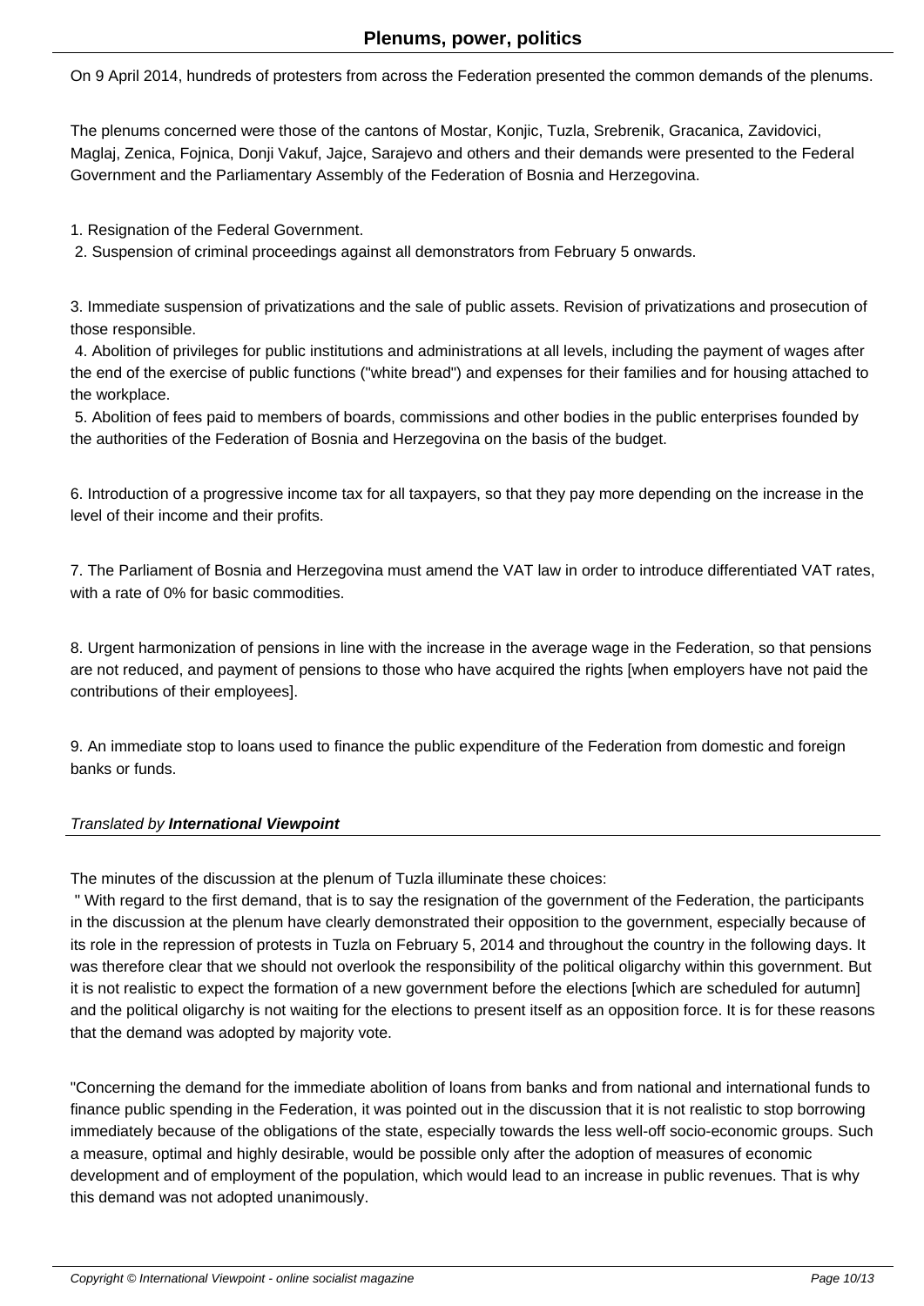On 9 April 2014, hundreds of protesters from across the Federation presented the common demands of the plenums.

The plenums concerned were those of the cantons of Mostar, Konjic, Tuzla, Srebrenik, Gracanica, Zavidovici, Maglaj, Zenica, Fojnica, Donji Vakuf, Jajce, Sarajevo and others and their demands were presented to the Federal Government and the Parliamentary Assembly of the Federation of Bosnia and Herzegovina.

1. Resignation of the Federal Government.
2. Suspension of criminal proceedings against all demonstrators from February 5 onwards.

3. Immediate suspension of privatizations and the sale of public assets. Revision of privatizations and prosecution of those responsible.
4. Abolition of privileges for public institutions and administrations at all levels, including the payment of wages after the end of the exercise of public functions ("white bread") and expenses for their families and for housing attached to the workplace.
5. Abolition of fees paid to members of boards, commissions and other bodies in the public enterprises founded by the authorities of the Federation of Bosnia and Herzegovina on the basis of the budget.

6. Introduction of a progressive income tax for all taxpayers, so that they pay more depending on the increase in the level of their income and their profits.

7. The Parliament of Bosnia and Herzegovina must amend the VAT law in order to introduce differentiated VAT rates, with a rate of 0% for basic commodities.

8. Urgent harmonization of pensions in line with the increase in the average wage in the Federation, so that pensions are not reduced, and payment of pensions to those who have acquired the rights [when employers have not paid the contributions of their employees].

9. An immediate stop to loans used to finance the public expenditure of the Federation from domestic and foreign banks or funds.

*Translated by* ***International Viewpoint***

---

The minutes of the discussion at the plenum of Tuzla illuminate these choices:

" With regard to the first demand, that is to say the resignation of the government of the Federation, the participants in the discussion at the plenum have clearly demonstrated their opposition to the government, especially because of its role in the repression of protests in Tuzla on February 5, 2014 and throughout the country in the following days. It was therefore clear that we should not overlook the responsibility of the political oligarchy within this government. But it is not realistic to expect the formation of a new government before the elections [which are scheduled for autumn] and the political oligarchy is not waiting for the elections to present itself as an opposition force. It is for these reasons that the demand was adopted by majority vote.

"Concerning the demand for the immediate abolition of loans from banks and from national and international funds to finance public spending in the Federation, it was pointed out in the discussion that it is not realistic to stop borrowing immediately because of the obligations of the state, especially towards the less well-off socio-economic groups. Such a measure, optimal and highly desirable, would be possible only after the adoption of measures of economic development and of employment of the population, which would lead to an increase in public revenues. That is why this demand was not adopted unanimously.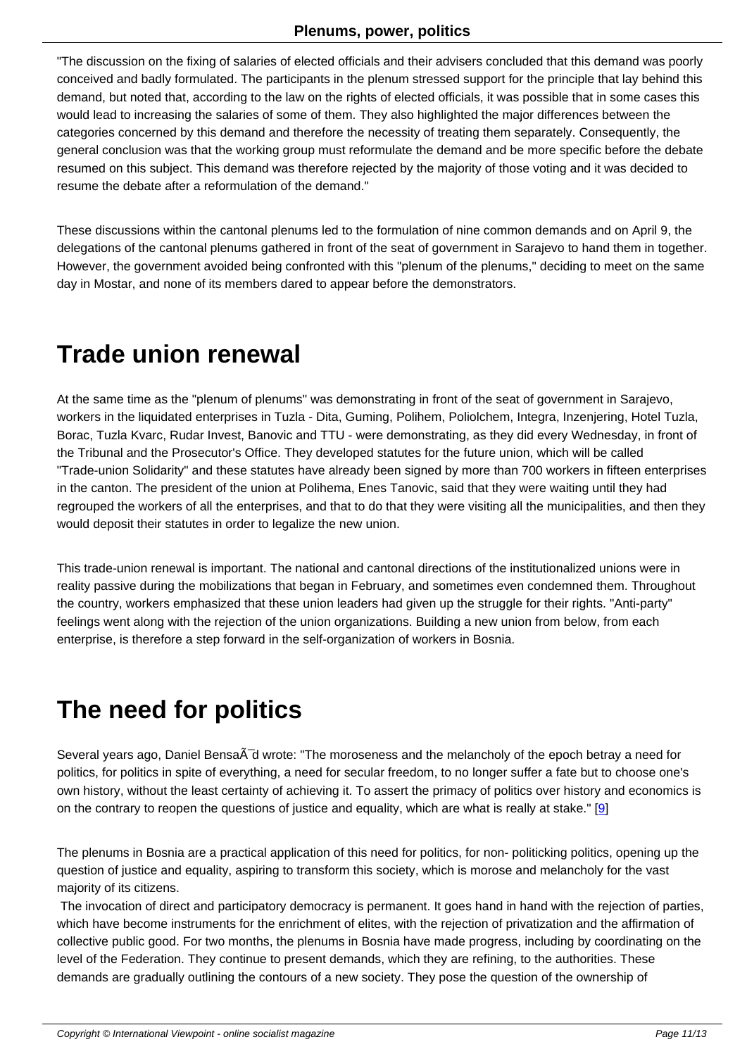"The discussion on the fixing of salaries of elected officials and their advisers concluded that this demand was poorly conceived and badly formulated. The participants in the plenum stressed support for the principle that lay behind this demand, but noted that, according to the law on the rights of elected officials, it was possible that in some cases this would lead to increasing the salaries of some of them. They also highlighted the major differences between the categories concerned by this demand and therefore the necessity of treating them separately. Consequently, the general conclusion was that the working group must reformulate the demand and be more specific before the debate resumed on this subject. This demand was therefore rejected by the majority of those voting and it was decided to resume the debate after a reformulation of the demand."

These discussions within the cantonal plenums led to the formulation of nine common demands and on April 9, the delegations of the cantonal plenums gathered in front of the seat of government in Sarajevo to hand them in together. However, the government avoided being confronted with this "plenum of the plenums," deciding to meet on the same day in Mostar, and none of its members dared to appear before the demonstrators.

# Trade union renewal

At the same time as the "plenum of plenums" was demonstrating in front of the seat of government in Sarajevo, workers in the liquidated enterprises in Tuzla - Dita, Guming, Polihem, Poliolchem, Integra, Inzenjering, Hotel Tuzla, Borac, Tuzla Kvarc, Rudar Invest, Banovic and TTU - were demonstrating, as they did every Wednesday, in front of the Tribunal and the Prosecutor's Office. They developed statutes for the future union, which will be called "Trade-union Solidarity" and these statutes have already been signed by more than 700 workers in fifteen enterprises in the canton. The president of the union at Polihema, Enes Tanovic, said that they were waiting until they had regrouped the workers of all the enterprises, and that to do that they were visiting all the municipalities, and then they would deposit their statutes in order to legalize the new union.

This trade-union renewal is important. The national and cantonal directions of the institutionalized unions were in reality passive during the mobilizations that began in February, and sometimes even condemned them. Throughout the country, workers emphasized that these union leaders had given up the struggle for their rights. "Anti-party" feelings went along with the rejection of the union organizations. Building a new union from below, from each enterprise, is therefore a step forward in the self-organization of workers in Bosnia.

# The need for politics

Several years ago, Daniel BensaÃ¯d wrote: "The moroseness and the melancholy of the epoch betray a need for politics, for politics in spite of everything, a need for secular freedom, to no longer suffer a fate but to choose one's own history, without the least certainty of achieving it. To assert the primacy of politics over history and economics is on the contrary to reopen the questions of justice and equality, which are what is really at stake." [9]

The plenums in Bosnia are a practical application of this need for politics, for non- politicking politics, opening up the question of justice and equality, aspiring to transform this society, which is morose and melancholy for the vast majority of its citizens.

The invocation of direct and participatory democracy is permanent. It goes hand in hand with the rejection of parties, which have become instruments for the enrichment of elites, with the rejection of privatization and the affirmation of collective public good. For two months, the plenums in Bosnia have made progress, including by coordinating on the level of the Federation. They continue to present demands, which they are refining, to the authorities. These demands are gradually outlining the contours of a new society. They pose the question of the ownership of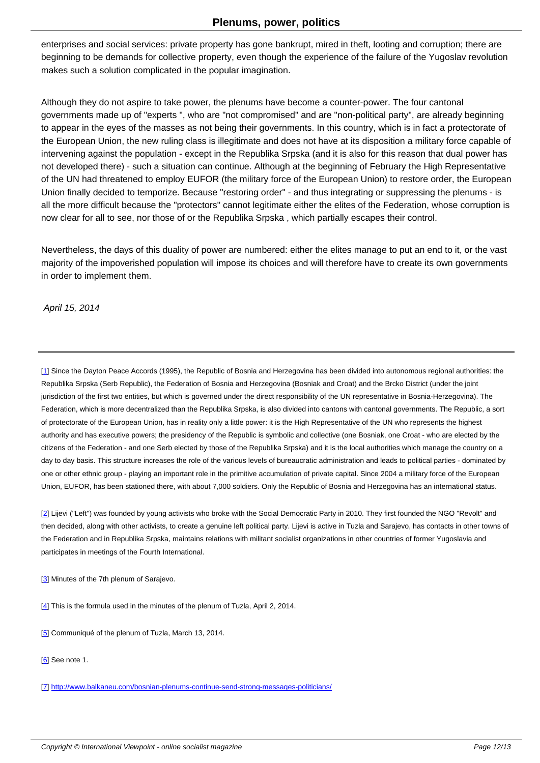enterprises and social services: private property has gone bankrupt, mired in theft, looting and corruption; there are beginning to be demands for collective property, even though the experience of the failure of the Yugoslav revolution makes such a solution complicated in the popular imagination.

Although they do not aspire to take power, the plenums have become a counter-power. The four cantonal governments made up of "experts ", who are "not compromised" and are "non-political party", are already beginning to appear in the eyes of the masses as not being their governments. In this country, which is in fact a protectorate of the European Union, the new ruling class is illegitimate and does not have at its disposition a military force capable of intervening against the population - except in the Republika Srpska (and it is also for this reason that dual power has not developed there) - such a situation can continue. Although at the beginning of February the High Representative of the UN had threatened to employ EUFOR (the military force of the European Union) to restore order, the European Union finally decided to temporize. Because "restoring order" - and thus integrating or suppressing the plenums - is all the more difficult because the "protectors" cannot legitimate either the elites of the Federation, whose corruption is now clear for all to see, nor those of or the Republika Srpska , which partially escapes their control.

Nevertheless, the days of this duality of power are numbered: either the elites manage to put an end to it, or the vast majority of the impoverished population will impose its choices and will therefore have to create its own governments in order to implement them.

*April 15, 2014*

---

[1] Since the Dayton Peace Accords (1995), the Republic of Bosnia and Herzegovina has been divided into autonomous regional authorities: the Republika Srpska (Serb Republic), the Federation of Bosnia and Herzegovina (Bosniak and Croat) and the Brcko District (under the joint jurisdiction of the first two entities, but which is governed under the direct responsibility of the UN representative in Bosnia-Herzegovina). The Federation, which is more decentralized than the Republika Srpska, is also divided into cantons with cantonal governments. The Republic, a sort of protectorate of the European Union, has in reality only a little power: it is the High Representative of the UN who represents the highest authority and has executive powers; the presidency of the Republic is symbolic and collective (one Bosniak, one Croat - who are elected by the citizens of the Federation - and one Serb elected by those of the Republika Srpska) and it is the local authorities which manage the country on a day to day basis. This structure increases the role of the various levels of bureaucratic administration and leads to political parties - dominated by one or other ethnic group - playing an important role in the primitive accumulation of private capital. Since 2004 a military force of the European Union, EUFOR, has been stationed there, with about 7,000 soldiers. Only the Republic of Bosnia and Herzegovina has an international status.

[2] Lijevi ("Left") was founded by young activists who broke with the Social Democratic Party in 2010. They first founded the NGO "Revolt" and then decided, along with other activists, to create a genuine left political party. Lijevi is active in Tuzla and Sarajevo, has contacts in other towns of the Federation and in Republika Srpska, maintains relations with militant socialist organizations in other countries of former Yugoslavia and participates in meetings of the Fourth International.

[3] Minutes of the 7th plenum of Sarajevo.

[4] This is the formula used in the minutes of the plenum of Tuzla, April 2, 2014.

[5] Communiqué of the plenum of Tuzla, March 13, 2014.

[6] See note 1.

[7] http://www.balkaneu.com/bosnian-plenums-continue-send-strong-messages-politicians/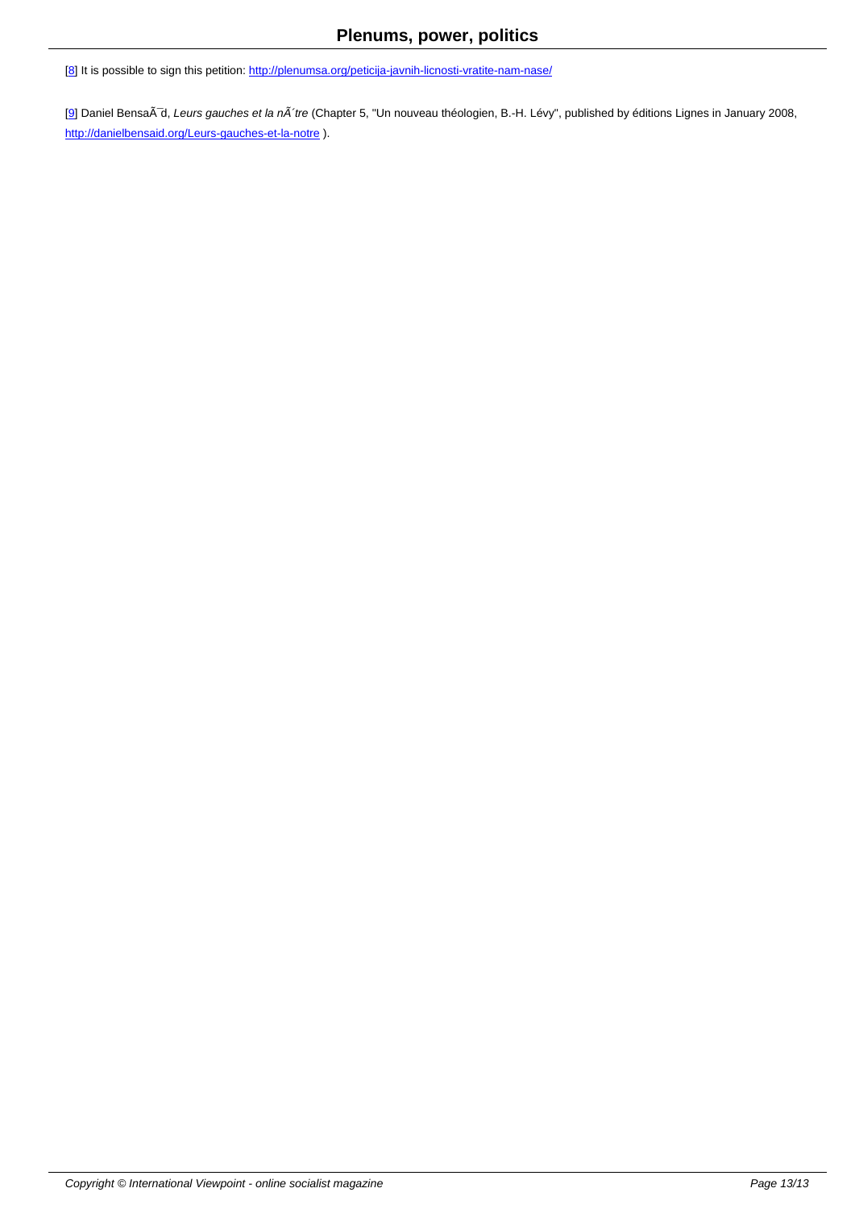[8] It is possible to sign this petition: http://plenumsa.org/peticija-javnih-licnosti-vratite-nam-nase/

[9] Daniel BensaÃ¯d, *Leurs gauches et la nÃ´tre* (Chapter 5, "Un nouveau théologien, B.-H. Lévy", published by éditions Lignes in January 2008, http://danielbensaid.org/Leurs-gauches-et-la-notre ).